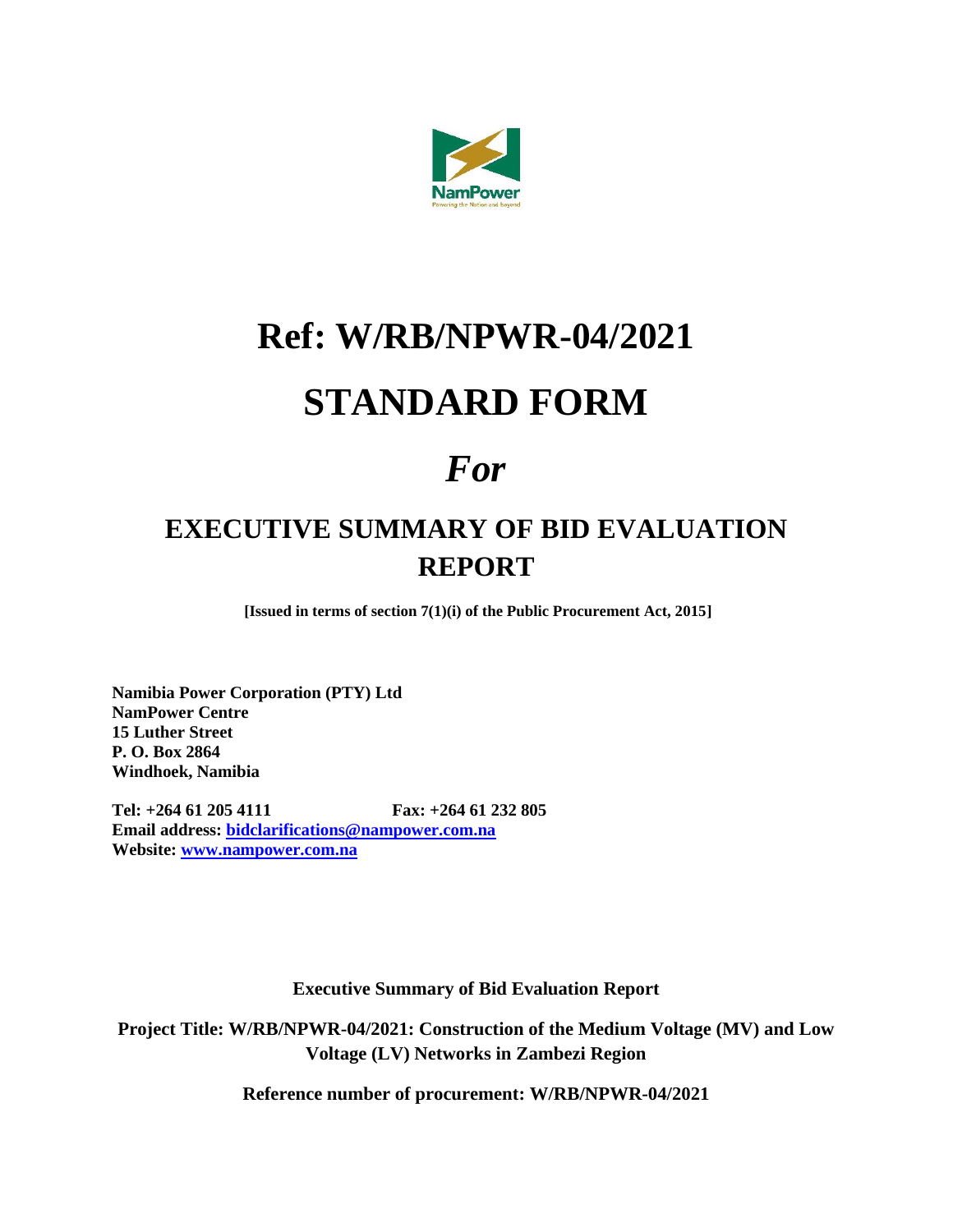# Ref: W/RB/NPWR-04/2021

# STANDARD FORM

# *For*

## EXECUTIVE SUMMARY OF BID EVALUATION REPORT

**[Issued in terms of section 7(1)(i) of the Public Procurement Act, 2015]**

**Namibia Power Corporation (PTY) Ltd**
**NamPower Centre**
**15 Luther Street**
**P. O. Box 2864**
**Windhoek, Namibia**

**Tel: +264 61 205 4111** **Fax: +264 61 232 805**
**Email address: [bidclarifications@nampower.com.na](mailto:bidclarifications@nampower.com.na)**
**Website: [www.nampower.com.na](http://www.nampower.com.na)**

**Executive Summary of Bid Evaluation Report**

**Project Title: W/RB/NPWR-04/2021: Construction of the Medium Voltage (MV) and Low Voltage (LV) Networks in Zambezi Region**

**Reference number of procurement: W/RB/NPWR-04/2021**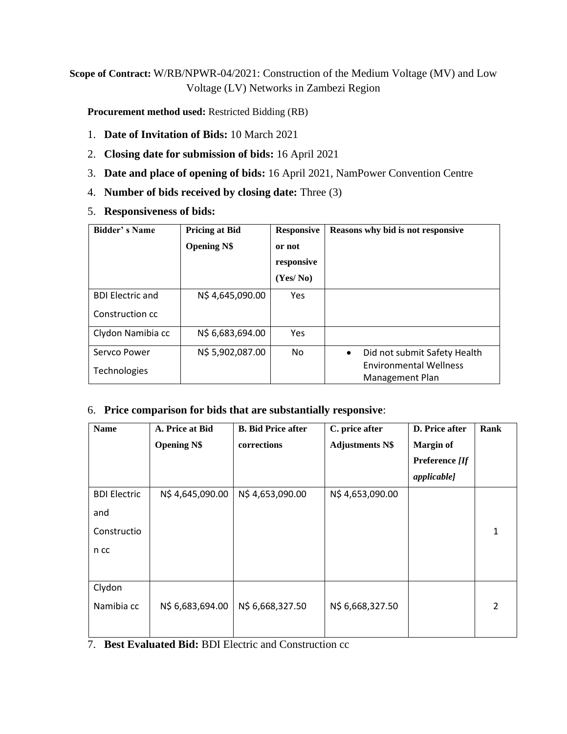**Scope of Contract:** W/RB/NPWR-04/2021: Construction of the Medium Voltage (MV) and Low Voltage (LV) Networks in Zambezi Region

**Procurement method used:** Restricted Bidding (RB)

1. **Date of Invitation of Bids:** 10 March 2021
2. **Closing date for submission of bids:** 16 April 2021
3. **Date and place of opening of bids:** 16 April 2021, NamPower Convention Centre
4. **Number of bids received by closing date:** Three (3)
5. **Responsiveness of bids:**

| Bidder' s Name | Pricing at Bid Opening N$ | Responsive or not responsive (Yes/ No) | Reasons why bid is not responsive |
|---|---|---|---|
| BDI Electric and Construction cc | N$ 4,645,090.00 | Yes | |
| Clydon Namibia cc | N$ 6,683,694.00 | Yes | |
| Servco Power Technologies | N$ 5,902,087.00 | No | • Did not submit Safety Health Environmental Wellness Management Plan |

6. **Price comparison for bids that are substantially responsive**:

| Name | A. Price at Bid Opening N$ | B. Bid Price after corrections | C. price after Adjustments N$ | D. Price after Margin of Preference *[If applicable]* | Rank |
|---|---|---|---|---|---|
| BDI Electric and Construction cc | N$ 4,645,090.00 | N$ 4,653,090.00 | N$ 4,653,090.00 | | 1 |
| Clydon Namibia cc | N$ 6,683,694.00 | N$ 6,668,327.50 | N$ 6,668,327.50 | | 2 |

7. **Best Evaluated Bid:** BDI Electric and Construction cc